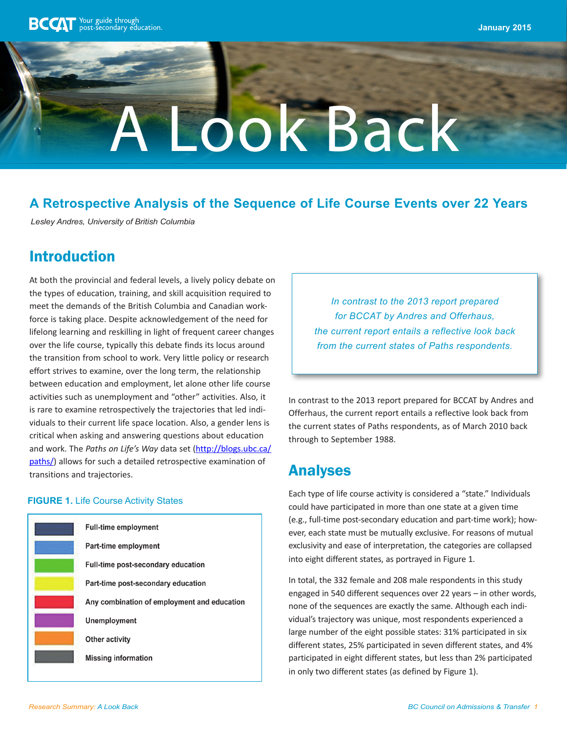January 2015

# A Look Back

## A Retrospective Analysis of the Sequence of Life Course Events over 22 Years

*Lesley Andres, University of British Columbia*

## Introduction

At both the provincial and federal levels, a lively policy debate on the types of education, training, and skill acquisition required to meet the demands of the British Columbia and Canadian workforce is taking place. Despite acknowledgement of the need for lifelong learning and reskilling in light of frequent career changes over the life course, typically this debate finds its locus around the transition from school to work. Very little policy or research effort strives to examine, over the long term, the relationship between education and employment, let alone other life course activities such as unemployment and "other" activities. Also, it is rare to examine retrospectively the trajectories that led individuals to their current life space location. Also, a gender lens is critical when asking and answering questions about education and work. The *Paths on Life's Way* data set (http://blogs.ubc.ca/paths/) allows for such a detailed retrospective examination of transitions and trajectories.

**FIGURE 1.** Life Course Activity States

- Full-time employment
- Part-time employment
- Full-time post-secondary education
- Part-time post-secondary education
- Any combination of employment and education
- Unemployment
- Other activity
- Missing information

> *In contrast to the 2013 report prepared for BCCAT by Andres and Offerhaus, the current report entails a reflective look back from the current states of Paths respondents.*

In contrast to the 2013 report prepared for BCCAT by Andres and Offerhaus, the current report entails a reflective look back from the current states of Paths respondents, as of March 2010 back through to September 1988.

## Analyses

Each type of life course activity is considered a "state." Individuals could have participated in more than one state at a given time (e.g., full-time post-secondary education and part-time work); however, each state must be mutually exclusive. For reasons of mutual exclusivity and ease of interpretation, the categories are collapsed into eight different states, as portrayed in Figure 1.

In total, the 332 female and 208 male respondents in this study engaged in 540 different sequences over 22 years – in other words, none of the sequences are exactly the same. Although each individual's trajectory was unique, most respondents experienced a large number of the eight possible states: 31% participated in six different states, 25% participated in seven different states, and 4% participated in eight different states, but less than 2% participated in only two different states (as defined by Figure 1).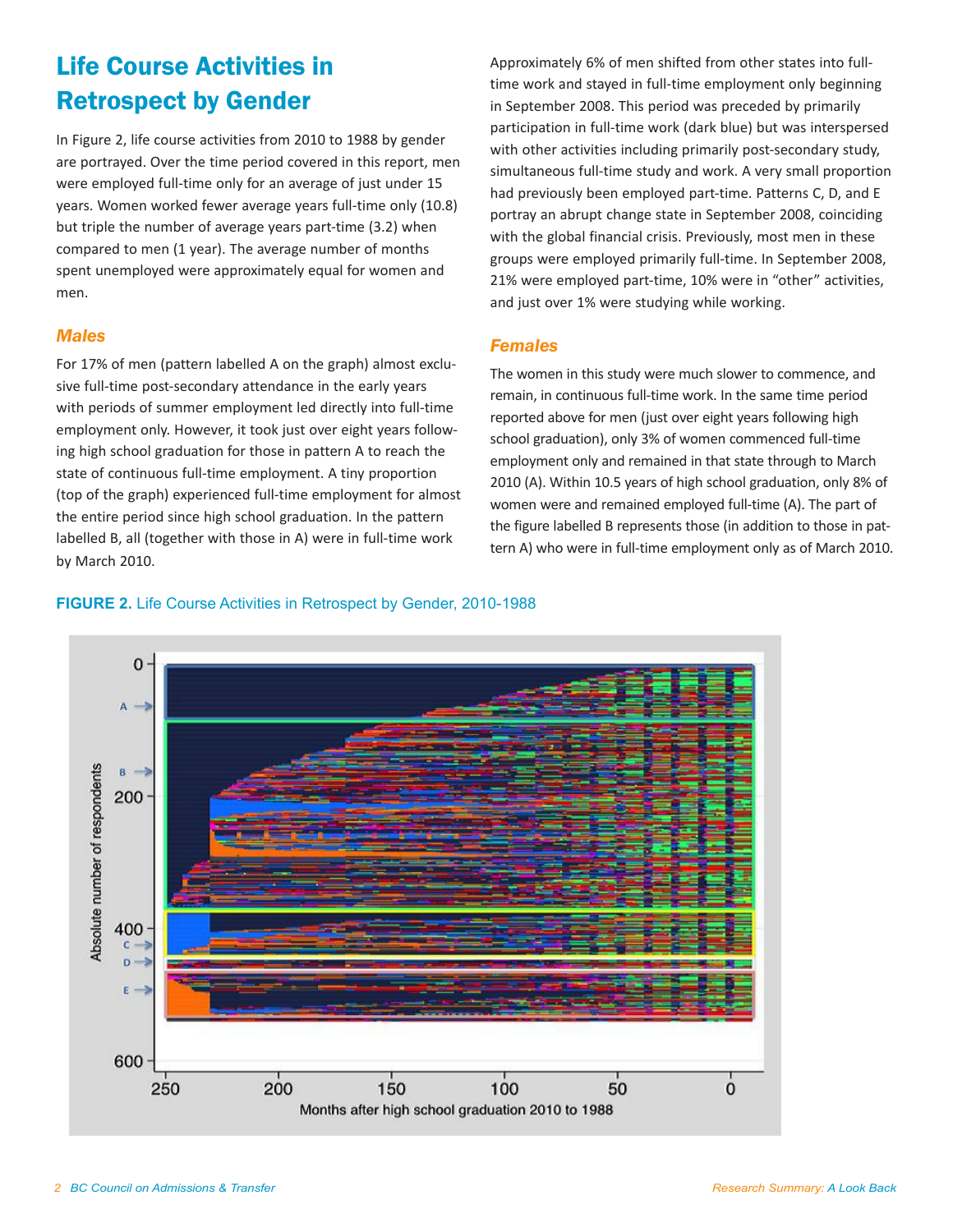# Life Course Activities in Retrospect by Gender

In Figure 2, life course activities from 2010 to 1988 by gender are portrayed. Over the time period covered in this report, men were employed full-time only for an average of just under 15 years. Women worked fewer average years full-time only (10.8) but triple the number of average years part-time (3.2) when compared to men (1 year). The average number of months spent unemployed were approximately equal for women and men.

### *Males*

For 17% of men (pattern labelled A on the graph) almost exclusive full-time post-secondary attendance in the early years with periods of summer employment led directly into full-time employment only. However, it took just over eight years following high school graduation for those in pattern A to reach the state of continuous full-time employment. A tiny proportion (top of the graph) experienced full-time employment for almost the entire period since high school graduation. In the pattern labelled B, all (together with those in A) were in full-time work by March 2010.

Approximately 6% of men shifted from other states into full-time work and stayed in full-time employment only beginning in September 2008. This period was preceded by primarily participation in full-time work (dark blue) but was interspersed with other activities including primarily post-secondary study, simultaneous full-time study and work. A very small proportion had previously been employed part-time. Patterns C, D, and E portray an abrupt change state in September 2008, coinciding with the global financial crisis. Previously, most men in these groups were employed primarily full-time. In September 2008, 21% were employed part-time, 10% were in "other" activities, and just over 1% were studying while working.

### *Females*

The women in this study were much slower to commence, and remain, in continuous full-time work. In the same time period reported above for men (just over eight years following high school graduation), only 3% of women commenced full-time employment only and remained in that state through to March 2010 (A). Within 10.5 years of high school graduation, only 8% of women were and remained employed full-time (A). The part of the figure labelled B represents those (in addition to those in pattern A) who were in full-time employment only as of March 2010.

**FIGURE 2.** Life Course Activities in Retrospect by Gender, 2010-1988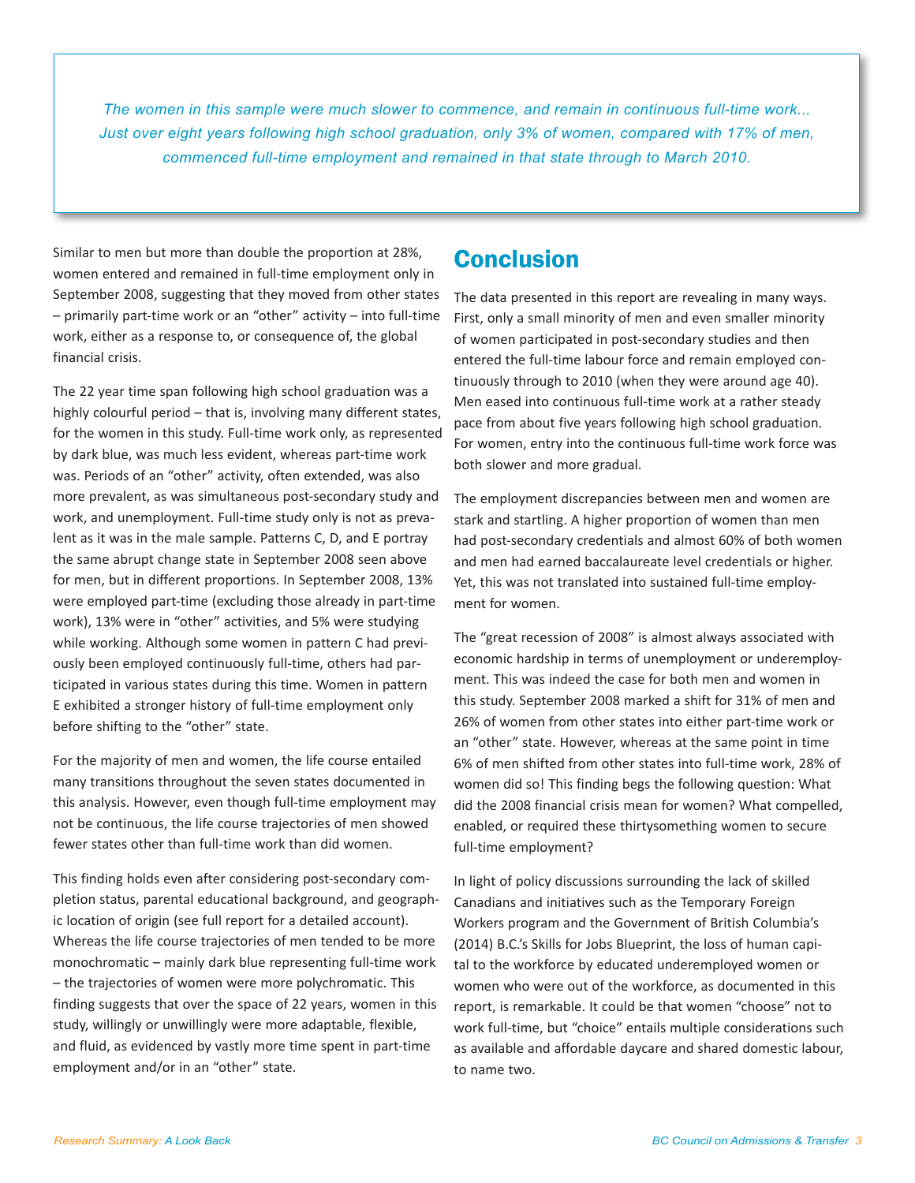*The women in this sample were much slower to commence, and remain in continuous full-time work... Just over eight years following high school graduation, only 3% of women, compared with 17% of men, commenced full-time employment and remained in that state through to March 2010.*

Similar to men but more than double the proportion at 28%, women entered and remained in full-time employment only in September 2008, suggesting that they moved from other states – primarily part-time work or an "other" activity – into full-time work, either as a response to, or consequence of, the global financial crisis.

The 22 year time span following high school graduation was a highly colourful period – that is, involving many different states, for the women in this study. Full-time work only, as represented by dark blue, was much less evident, whereas part-time work was. Periods of an "other" activity, often extended, was also more prevalent, as was simultaneous post-secondary study and work, and unemployment. Full-time study only is not as prevalent as it was in the male sample. Patterns C, D, and E portray the same abrupt change state in September 2008 seen above for men, but in different proportions. In September 2008, 13% were employed part-time (excluding those already in part-time work), 13% were in "other" activities, and 5% were studying while working. Although some women in pattern C had previously been employed continuously full-time, others had participated in various states during this time. Women in pattern E exhibited a stronger history of full-time employment only before shifting to the "other" state.

For the majority of men and women, the life course entailed many transitions throughout the seven states documented in this analysis. However, even though full-time employment may not be continuous, the life course trajectories of men showed fewer states other than full-time work than did women.

This finding holds even after considering post-secondary completion status, parental educational background, and geographic location of origin (see full report for a detailed account). Whereas the life course trajectories of men tended to be more monochromatic – mainly dark blue representing full-time work – the trajectories of women were more polychromatic. This finding suggests that over the space of 22 years, women in this study, willingly or unwillingly were more adaptable, flexible, and fluid, as evidenced by vastly more time spent in part-time employment and/or in an "other" state.

## Conclusion

The data presented in this report are revealing in many ways. First, only a small minority of men and even smaller minority of women participated in post-secondary studies and then entered the full-time labour force and remain employed continuously through to 2010 (when they were around age 40). Men eased into continuous full-time work at a rather steady pace from about five years following high school graduation. For women, entry into the continuous full-time work force was both slower and more gradual.

The employment discrepancies between men and women are stark and startling. A higher proportion of women than men had post-secondary credentials and almost 60% of both women and men had earned baccalaureate level credentials or higher. Yet, this was not translated into sustained full-time employment for women.

The "great recession of 2008" is almost always associated with economic hardship in terms of unemployment or underemployment. This was indeed the case for both men and women in this study. September 2008 marked a shift for 31% of men and 26% of women from other states into either part-time work or an "other" state. However, whereas at the same point in time 6% of men shifted from other states into full-time work, 28% of women did so! This finding begs the following question: What did the 2008 financial crisis mean for women? What compelled, enabled, or required these thirtysomething women to secure full-time employment?

In light of policy discussions surrounding the lack of skilled Canadians and initiatives such as the Temporary Foreign Workers program and the Government of British Columbia's (2014) B.C.'s Skills for Jobs Blueprint, the loss of human capital to the workforce by educated underemployed women or women who were out of the workforce, as documented in this report, is remarkable. It could be that women "choose" not to work full-time, but "choice" entails multiple considerations such as available and affordable daycare and shared domestic labour, to name two.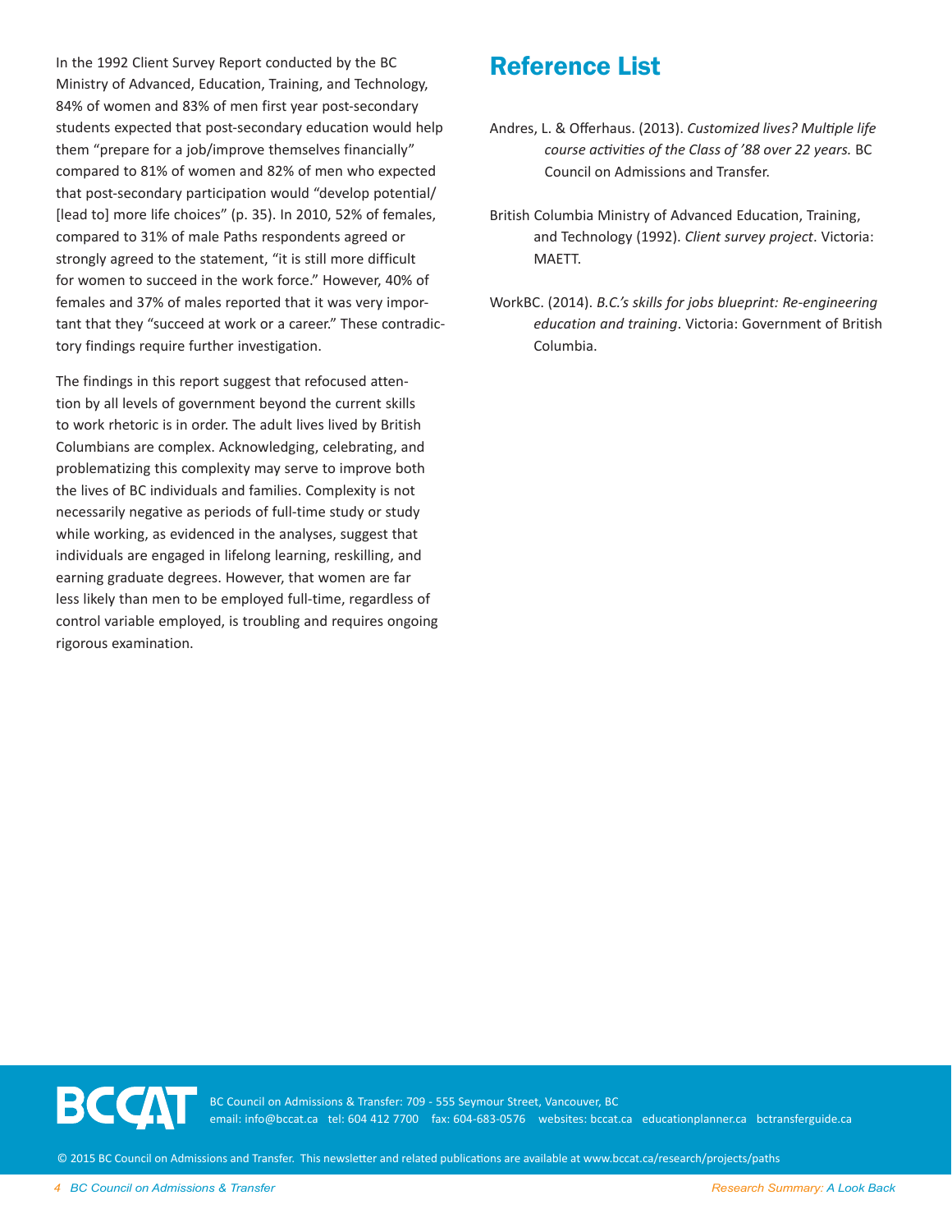In the 1992 Client Survey Report conducted by the BC Ministry of Advanced, Education, Training, and Technology, 84% of women and 83% of men first year post-secondary students expected that post-secondary education would help them "prepare for a job/improve themselves financially" compared to 81% of women and 82% of men who expected that post-secondary participation would "develop potential/ [lead to] more life choices" (p. 35). In 2010, 52% of females, compared to 31% of male Paths respondents agreed or strongly agreed to the statement, "it is still more difficult for women to succeed in the work force." However, 40% of females and 37% of males reported that it was very important that they "succeed at work or a career." These contradictory findings require further investigation.

The findings in this report suggest that refocused attention by all levels of government beyond the current skills to work rhetoric is in order. The adult lives lived by British Columbians are complex. Acknowledging, celebrating, and problematizing this complexity may serve to improve both the lives of BC individuals and families. Complexity is not necessarily negative as periods of full-time study or study while working, as evidenced in the analyses, suggest that individuals are engaged in lifelong learning, reskilling, and earning graduate degrees. However, that women are far less likely than men to be employed full-time, regardless of control variable employed, is troubling and requires ongoing rigorous examination.

## Reference List

Andres, L. & Offerhaus. (2013). *Customized lives? Multiple life course activities of the Class of '88 over 22 years.* BC Council on Admissions and Transfer.

British Columbia Ministry of Advanced Education, Training, and Technology (1992). *Client survey project*. Victoria: MAETT.

WorkBC. (2014). *B.C.'s skills for jobs blueprint: Re-engineering education and training*. Victoria: Government of British Columbia.

BCCAT

BC Council on Admissions & Transfer: 709 - 555 Seymour Street, Vancouver, BC
email: info@bccat.ca tel: 604 412 7700 fax: 604-683-0576 websites: bccat.ca educationplanner.ca bctransferguide.ca

© 2015 BC Council on Admissions and Transfer. This newsletter and related publications are available at www.bccat.ca/research/projects/paths